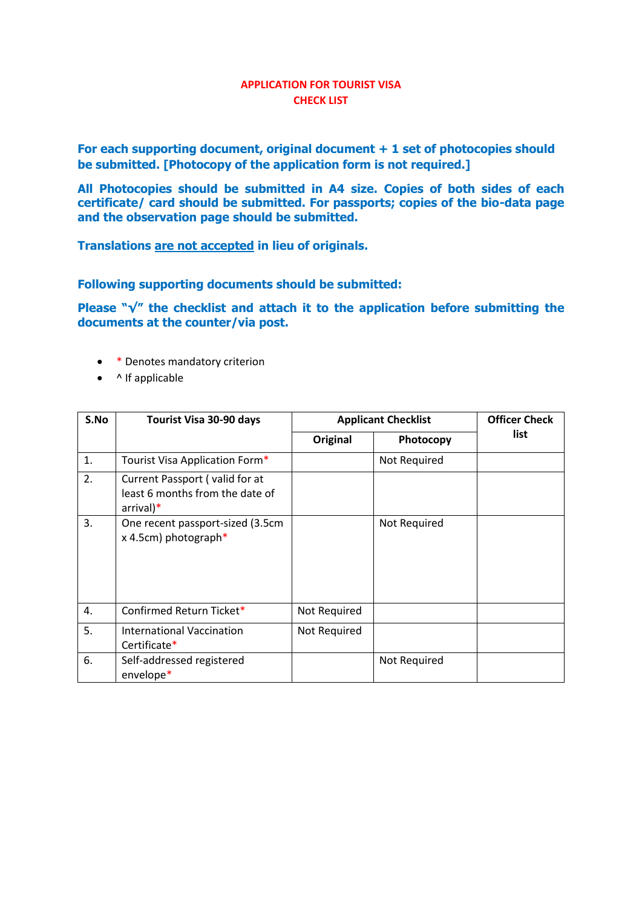## APPLICATION FOR TOURIST VISA
## CHECK LIST

**For each supporting document, original document + 1 set of photocopies should be submitted. [Photocopy of the application form is not required.]**

**All Photocopies should be submitted in A4 size. Copies of both sides of each certificate/ card should be submitted. For passports; copies of the bio-data page and the observation page should be submitted.**

**Translations are not accepted in lieu of originals.**

**Following supporting documents should be submitted:**

**Please "√" the checklist and attach it to the application before submitting the documents at the counter/via post.**

- * Denotes mandatory criterion
- ^ If applicable

| S.No | Tourist Visa 30-90 days | Applicant Checklist | | Officer Check list |
|---|---|---|---|---|
| | | Original | Photocopy | |
| 1. | Tourist Visa Application Form* | | Not Required | |
| 2. | Current Passport ( valid for at least 6 months from the date of arrival)* | | | |
| 3. | One recent passport-sized (3.5cm x 4.5cm) photograph* | | Not Required | |
| 4. | Confirmed Return Ticket* | Not Required | | |
| 5. | International Vaccination Certificate* | Not Required | | |
| 6. | Self-addressed registered envelope* | | Not Required | |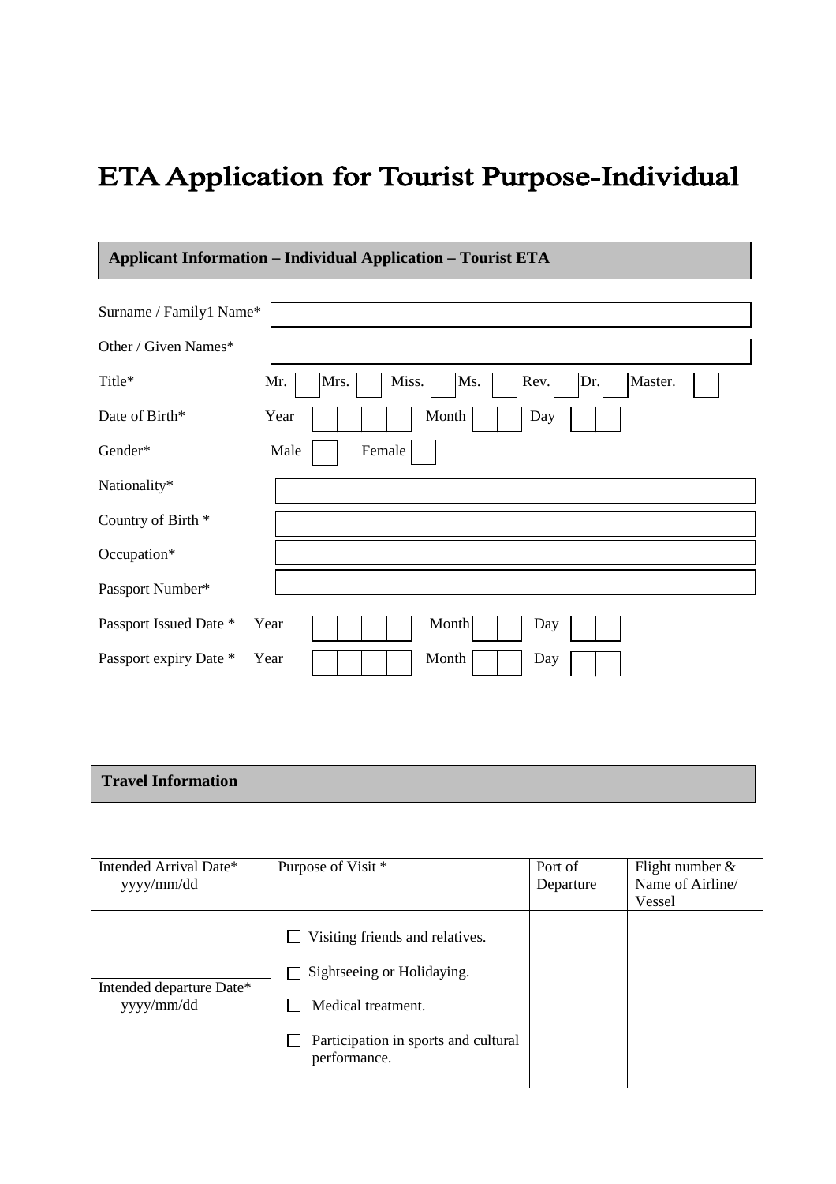# ETA Application for Tourist Purpose-Individual

## Applicant Information – Individual Application – Tourist ETA

| | |
|---|---|
| Surname / Family1 Name* | |
| Other / Given Names* | |
| Title* | Mr. ☐ Mrs. ☐ Miss. ☐ Ms. ☐ Rev. ☐ Dr. ☐ Master. ☐ |
| Date of Birth* | Year ☐☐☐☐ Month ☐☐ Day ☐☐ |
| Gender* | Male ☐ Female ☐ |
| Nationality* | |
| Country of Birth * | |
| Occupation* | |
| Passport Number* | |
| Passport Issued Date * | Year ☐☐☐☐ Month ☐☐ Day ☐☐ |
| Passport expiry Date * | Year ☐☐☐☐ Month ☐☐ Day ☐☐ |

## Travel Information

| Intended Arrival Date* yyyy/mm/dd | Purpose of Visit * | Port of Departure | Flight number & Name of Airline/ Vessel |
|---|---|---|---|
| | ☐ Visiting friends and relatives.<br>☐ Sightseeing or Holidaying.<br>☐ Medical treatment.<br>☐ Participation in sports and cultural performance. | | |
| Intended departure Date* yyyy/mm/dd | | | |
| | | | |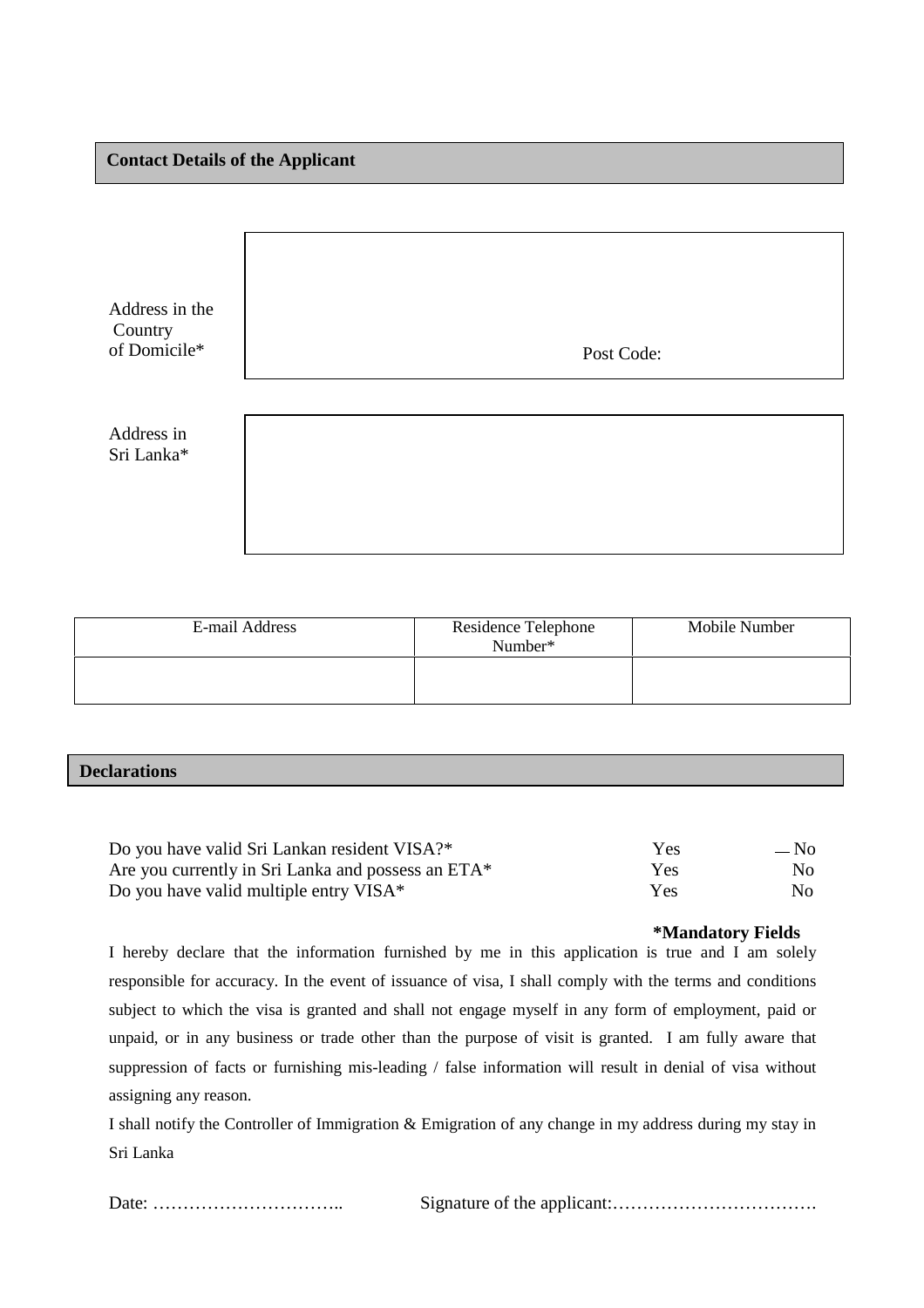## Contact Details of the Application

Address in the Country of Domicile*

Post Code:

Address in Sri Lanka*

| E-mail Address | Residence Telephone Number* | Mobile Number |
| --- | --- | --- |
| | | |

## Declarations

| | | |
| --- | --- | --- |
| Do you have valid Sri Lankan resident VISA?* | Yes | No |
| Are you currently in Sri Lanka and possess an ETA* | Yes | No |
| Do you have valid multiple entry VISA* | Yes | No |

**\*Mandatory Fields**

I hereby declare that the information furnished by me in this application is true and I am solely responsible for accuracy. In the event of issuance of visa, I shall comply with the terms and conditions subject to which the visa is granted and shall not engage myself in any form of employment, paid or unpaid, or in any business or trade other than the purpose of visit is granted. I am fully aware that suppression of facts or furnishing mis-leading / false information will result in denial of visa without assigning any reason.

I shall notify the Controller of Immigration & Emigration of any change in my address during my stay in Sri Lanka

Date: ………………………….. Signature of the applicant:…………………………….